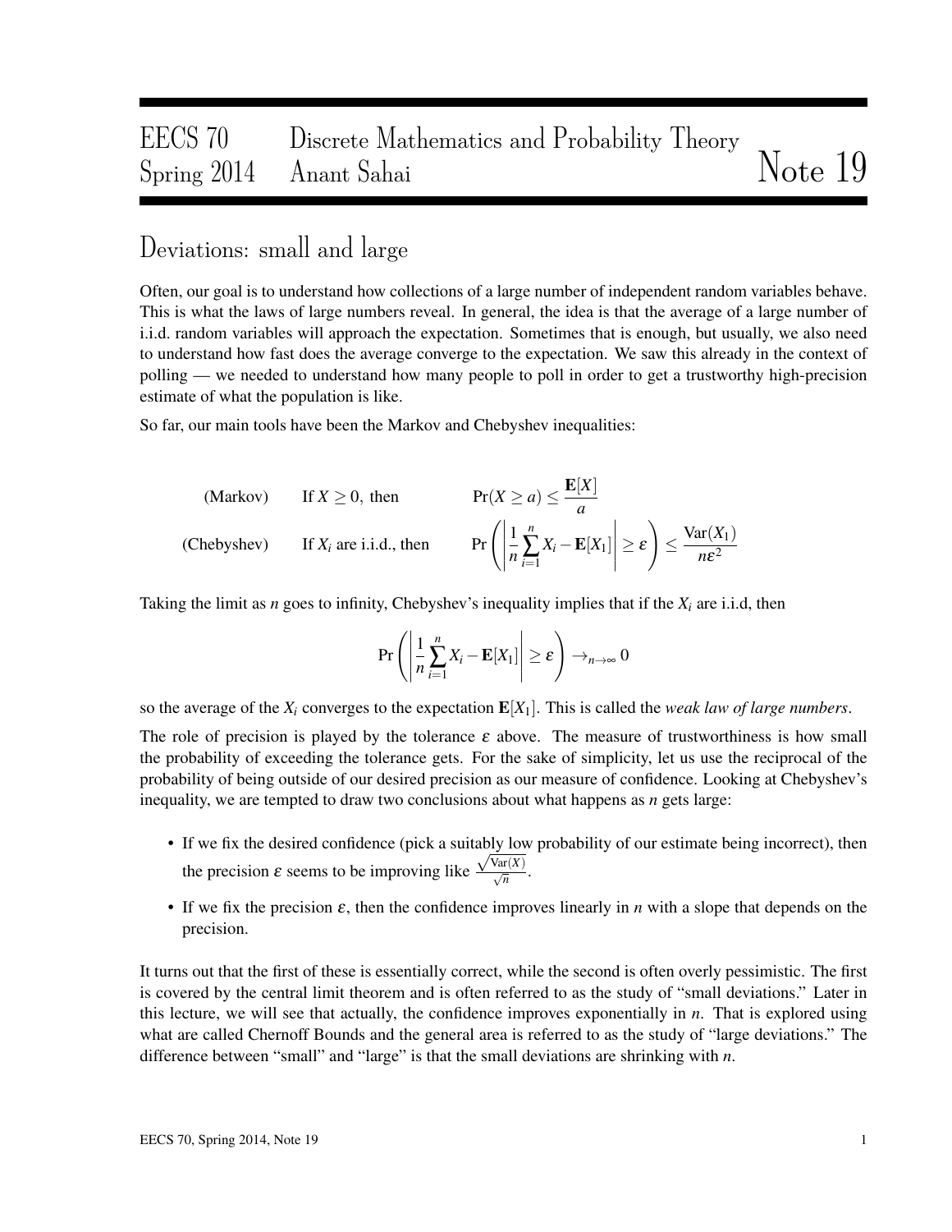# EECS 70 Discrete Mathematics and Probability Theory Spring 2014 Anant Sahai Note 19

## Deviations: small and large

Often, our goal is to understand how collections of a large number of independent random variables behave. This is what the laws of large numbers reveal. In general, the idea is that the average of a large number of i.i.d. random variables will approach the expectation. Sometimes that is enough, but usually, we also need to understand how fast does the average converge to the expectation. We saw this already in the context of polling — we needed to understand how many people to poll in order to get a trustworthy high-precision estimate of what the population is like.

So far, our main tools have been the Markov and Chebyshev inequalities:

$$\text{(Markov)} \qquad \text{If } X \geq 0, \text{ then} \qquad \Pr(X \geq a) \leq \frac{\mathbf{E}[X]}{a}$$

$$\text{(Chebyshev)} \qquad \text{If } X_i \text{ are i.i.d., then} \qquad \Pr\left(\left|\frac{1}{n}\sum_{i=1}^{n} X_i - \mathbf{E}[X_1]\right| \geq \varepsilon\right) \leq \frac{\text{Var}(X_1)}{n\varepsilon^2}$$

Taking the limit as $n$ goes to infinity, Chebyshev's inequality implies that if the $X_i$ are i.i.d, then

$$\Pr\left(\left|\frac{1}{n}\sum_{i=1}^{n} X_i - \mathbf{E}[X_1]\right| \geq \varepsilon\right) \to_{n\to\infty} 0$$

so the average of the $X_i$ converges to the expectation $\mathbf{E}[X_1]$. This is called the *weak law of large numbers*.

The role of precision is played by the tolerance $\varepsilon$ above. The measure of trustworthiness is how small the probability of exceeding the tolerance gets. For the sake of simplicity, let us use the reciprocal of the probability of being outside of our desired precision as our measure of confidence. Looking at Chebyshev's inequality, we are tempted to draw two conclusions about what happens as $n$ gets large:

- If we fix the desired confidence (pick a suitably low probability of our estimate being incorrect), then the precision $\varepsilon$ seems to be improving like $\frac{\sqrt{\text{Var}(X)}}{\sqrt{n}}$.
- If we fix the precision $\varepsilon$, then the confidence improves linearly in $n$ with a slope that depends on the precision.

It turns out that the first of these is essentially correct, while the second is often overly pessimistic. The first is covered by the central limit theorem and is often referred to as the study of "small deviations." Later in this lecture, we will see that actually, the confidence improves exponentially in $n$. That is explored using what are called Chernoff Bounds and the general area is referred to as the study of "large deviations." The difference between "small" and "large" is that the small deviations are shrinking with $n$.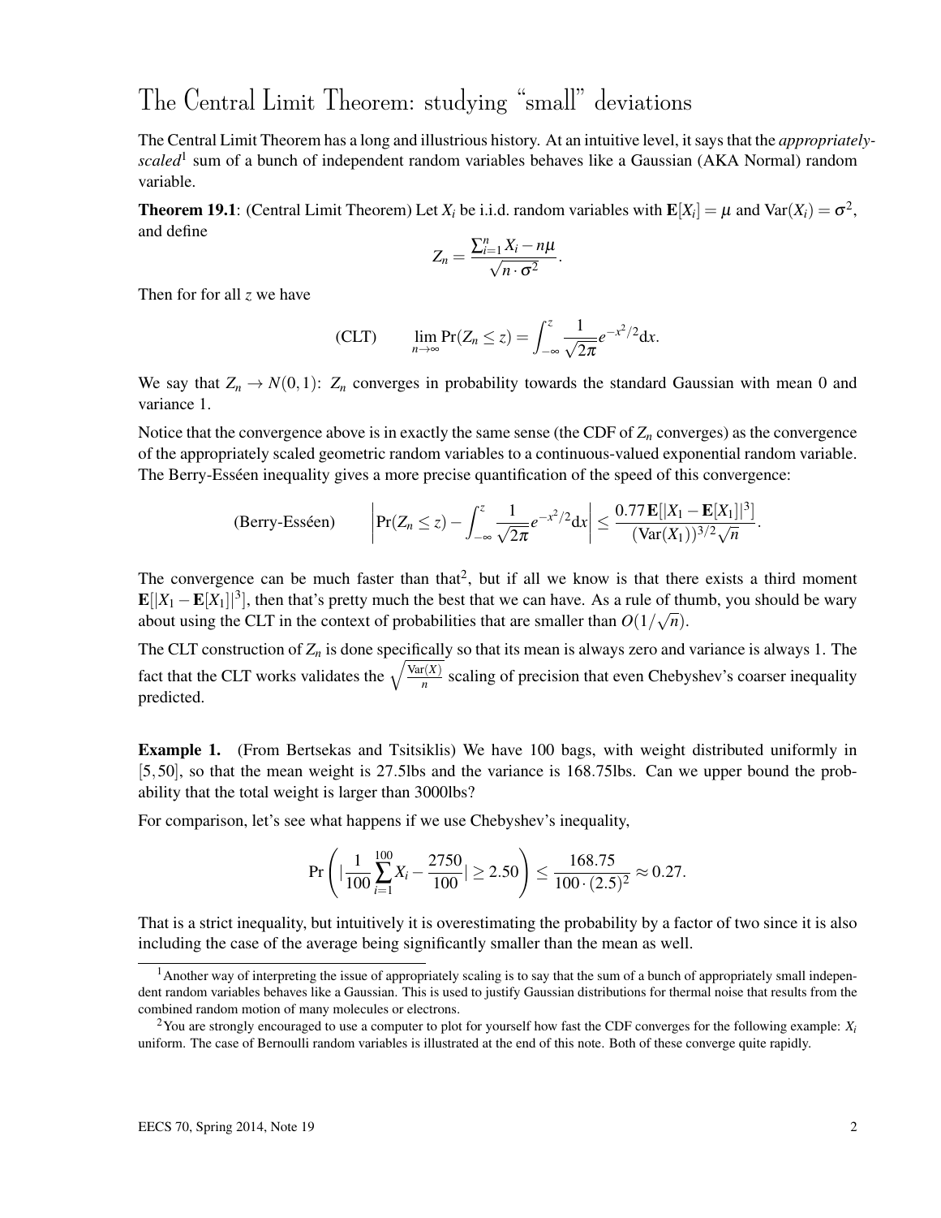# The Central Limit Theorem: studying "small" deviations

The Central Limit Theorem has a long and illustrious history. At an intuitive level, it says that the *appropriately-scaled*[1] sum of a bunch of independent random variables behaves like a Gaussian (AKA Normal) random variable.

**Theorem 19.1**: (Central Limit Theorem) Let $X_i$ be i.i.d. random variables with $\mathbf{E}[X_i] = \mu$ and $\text{Var}(X_i) = \sigma^2$, and define

$$Z_n = \frac{\sum_{i=1}^n X_i - n\mu}{\sqrt{n \cdot \sigma^2}}.$$

Then for for all $z$ we have

$$\text{(CLT)} \qquad \lim_{n\to\infty} \Pr(Z_n \le z) = \int_{-\infty}^{z} \frac{1}{\sqrt{2\pi}} e^{-x^2/2} \mathrm{d}x.$$

We say that $Z_n \to N(0,1)$: $Z_n$ converges in probability towards the standard Gaussian with mean 0 and variance 1.

Notice that the convergence above is in exactly the same sense (the CDF of $Z_n$ converges) as the convergence of the appropriately scaled geometric random variables to a continuous-valued exponential random variable. The Berry-Esséen inequality gives a more precise quantification of the speed of this convergence:

$$\text{(Berry-Esséen)} \qquad \left| \Pr(Z_n \le z) - \int_{-\infty}^{z} \frac{1}{\sqrt{2\pi}} e^{-x^2/2} \mathrm{d}x \right| \le \frac{0.77\,\mathbf{E}[|X_1 - \mathbf{E}[X_1]|^3]}{(\text{Var}(X_1))^{3/2}\sqrt{n}}.$$

The convergence can be much faster than that[2], but if all we know is that there exists a third moment $\mathbf{E}[|X_1 - \mathbf{E}[X_1]|^3]$, then that's pretty much the best that we can have. As a rule of thumb, you should be wary about using the CLT in the context of probabilities that are smaller than $O(1/\sqrt{n})$.

The CLT construction of $Z_n$ is done specifically so that its mean is always zero and variance is always 1. The fact that the CLT works validates the $\sqrt{\frac{\text{Var}(X)}{n}}$ scaling of precision that even Chebyshev's coarser inequality predicted.

**Example 1.** (From Bertsekas and Tsitsiklis) We have 100 bags, with weight distributed uniformly in $[5, 50]$, so that the mean weight is 27.5lbs and the variance is 168.75lbs. Can we upper bound the probability that the total weight is larger than 3000lbs?

For comparison, let's see what happens if we use Chebyshev's inequality,

$$\Pr\left( \left|\frac{1}{100}\sum_{i=1}^{100} X_i - \frac{2750}{100}\right| \ge 2.50 \right) \le \frac{168.75}{100 \cdot (2.5)^2} \approx 0.27.$$

That is a strict inequality, but intuitively it is overestimating the probability by a factor of two since it is also including the case of the average being significantly smaller than the mean as well.

---

[1] Another way of interpreting the issue of appropriately scaling is to say that the sum of a bunch of appropriately small independent random variables behaves like a Gaussian. This is used to justify Gaussian distributions for thermal noise that results from the combined random motion of many molecules or electrons.

[2] You are strongly encouraged to use a computer to plot for yourself how fast the CDF converges for the following example: $X_i$ uniform. The case of Bernoulli random variables is illustrated at the end of this note. Both of these converge quite rapidly.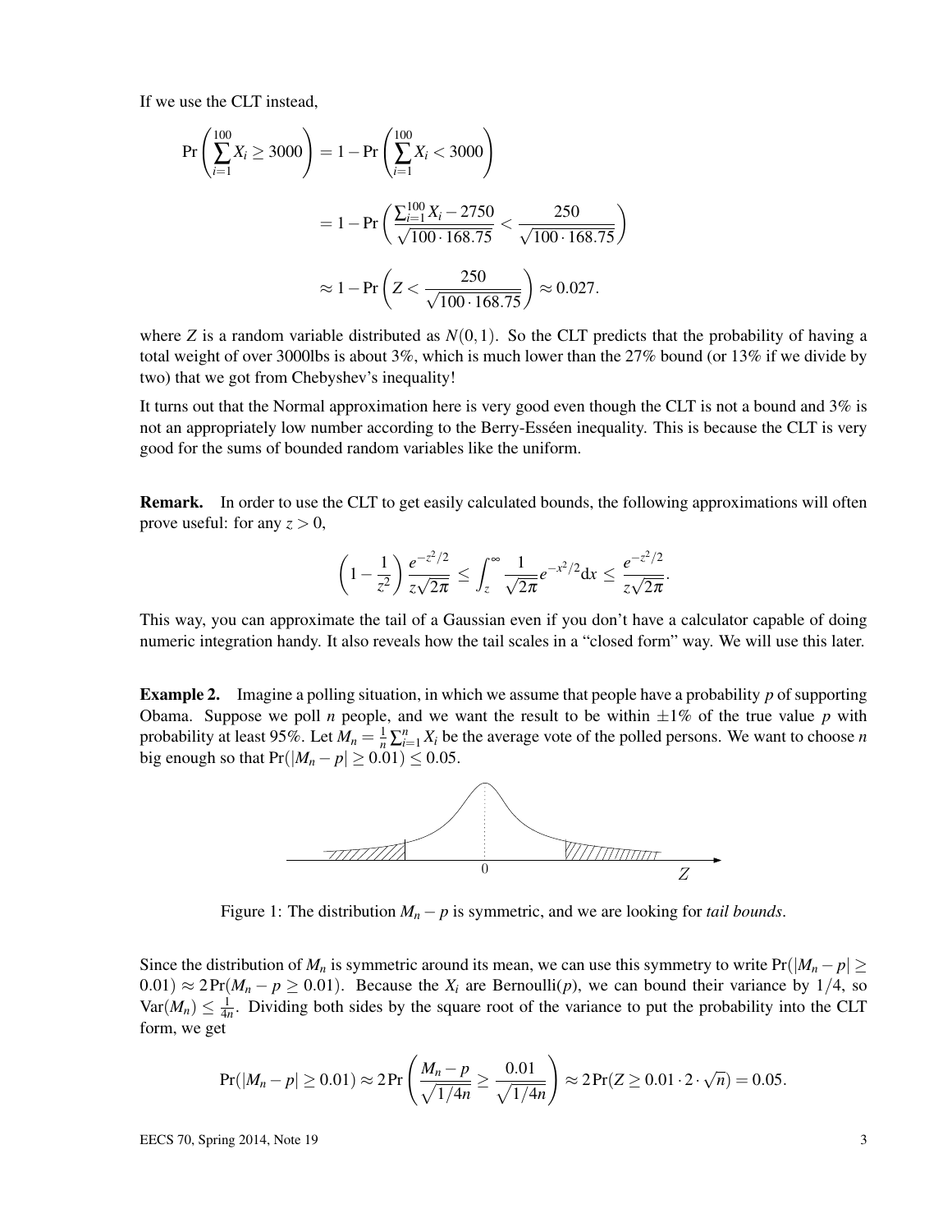If we use the CLT instead,

$$\Pr\left(\sum_{i=1}^{100} X_i \geq 3000\right) = 1 - \Pr\left(\sum_{i=1}^{100} X_i < 3000\right)$$

$$= 1 - \Pr\left(\frac{\sum_{i=1}^{100} X_i - 2750}{\sqrt{100 \cdot 168.75}} < \frac{250}{\sqrt{100 \cdot 168.75}}\right)$$

$$\approx 1 - \Pr\left(Z < \frac{250}{\sqrt{100 \cdot 168.75}}\right) \approx 0.027.$$

where $Z$ is a random variable distributed as $N(0,1)$. So the CLT predicts that the probability of having a total weight of over 3000lbs is about 3%, which is much lower than the 27% bound (or 13% if we divide by two) that we got from Chebyshev's inequality!

It turns out that the Normal approximation here is very good even though the CLT is not a bound and 3% is not an appropriately low number according to the Berry-Esséen inequality. This is because the CLT is very good for the sums of bounded random variables like the uniform.

**Remark.** In order to use the CLT to get easily calculated bounds, the following approximations will often prove useful: for any $z > 0$,

$$\left(1 - \frac{1}{z^2}\right)\frac{e^{-z^2/2}}{z\sqrt{2\pi}} \leq \int_z^\infty \frac{1}{\sqrt{2\pi}} e^{-x^2/2} dx \leq \frac{e^{-z^2/2}}{z\sqrt{2\pi}}.$$

This way, you can approximate the tail of a Gaussian even if you don't have a calculator capable of doing numeric integration handy. It also reveals how the tail scales in a "closed form" way. We will use this later.

**Example 2.** Imagine a polling situation, in which we assume that people have a probability $p$ of supporting Obama. Suppose we poll $n$ people, and we want the result to be within $\pm 1\%$ of the true value $p$ with probability at least 95%. Let $M_n = \frac{1}{n}\sum_{i=1}^n X_i$ be the average vote of the polled persons. We want to choose $n$ big enough so that $\Pr(|M_n - p| \geq 0.01) \leq 0.05$.

Figure 1: The distribution $M_n - p$ is symmetric, and we are looking for *tail bounds*.

Since the distribution of $M_n$ is symmetric around its mean, we can use this symmetry to write $\Pr(|M_n - p| \geq 0.01) \approx 2\Pr(M_n - p \geq 0.01)$. Because the $X_i$ are Bernoulli($p$), we can bound their variance by $1/4$, so $\mathrm{Var}(M_n) \leq \frac{1}{4n}$. Dividing both sides by the square root of the variance to put the probability into the CLT form, we get

$$\Pr(|M_n - p| \geq 0.01) \approx 2\Pr\left(\frac{M_n - p}{\sqrt{1/4n}} \geq \frac{0.01}{\sqrt{1/4n}}\right) \approx 2\Pr(Z \geq 0.01 \cdot 2 \cdot \sqrt{n}) = 0.05.$$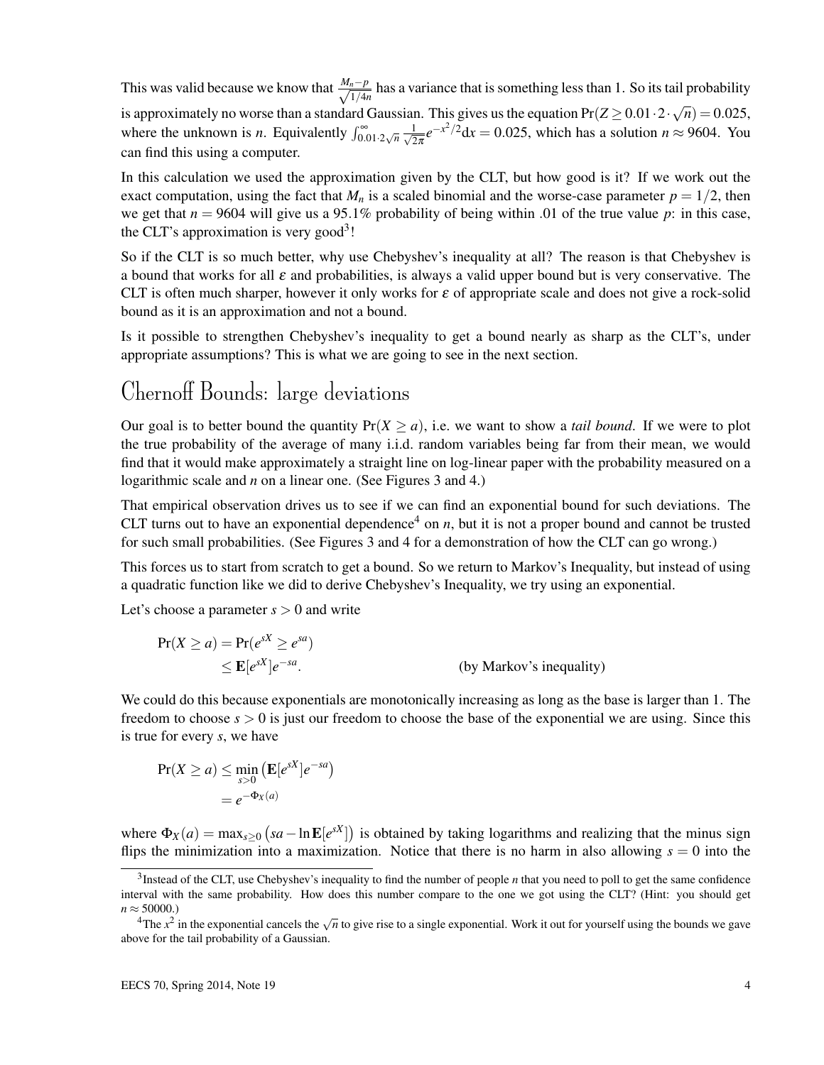This was valid because we know that $\frac{M_n - p}{\sqrt{1/4n}}$ has a variance that is something less than 1. So its tail probability is approximately no worse than a standard Gaussian. This gives us the equation $\Pr(Z \geq 0.01 \cdot 2 \cdot \sqrt{n}) = 0.025$, where the unknown is $n$. Equivalently $\int_{0.01 \cdot 2\sqrt{n}}^{\infty} \frac{1}{\sqrt{2\pi}} e^{-x^2/2} \mathrm{d}x = 0.025$, which has a solution $n \approx 9604$. You can find this using a computer.

In this calculation we used the approximation given by the CLT, but how good is it? If we work out the exact computation, using the fact that $M_n$ is a scaled binomial and the worse-case parameter $p = 1/2$, then we get that $n = 9604$ will give us a 95.1% probability of being within .01 of the true value $p$: in this case, the CLT's approximation is very good[3]!

So if the CLT is so much better, why use Chebyshev's inequality at all? The reason is that Chebyshev is a bound that works for all $\varepsilon$ and probabilities, is always a valid upper bound but is very conservative. The CLT is often much sharper, however it only works for $\varepsilon$ of appropriate scale and does not give a rock-solid bound as it is an approximation and not a bound.

Is it possible to strengthen Chebyshev's inequality to get a bound nearly as sharp as the CLT's, under appropriate assumptions? This is what we are going to see in the next section.

## Chernoff Bounds: large deviations

Our goal is to better bound the quantity $\Pr(X \geq a)$, i.e. we want to show a *tail bound*. If we were to plot the true probability of the average of many i.i.d. random variables being far from their mean, we would find that it would make approximately a straight line on log-linear paper with the probability measured on a logarithmic scale and $n$ on a linear one. (See Figures 3 and 4.)

That empirical observation drives us to see if we can find an exponential bound for such deviations. The CLT turns out to have an exponential dependence[4] on $n$, but it is not a proper bound and cannot be trusted for such small probabilities. (See Figures 3 and 4 for a demonstration of how the CLT can go wrong.)

This forces us to start from scratch to get a bound. So we return to Markov's Inequality, but instead of using a quadratic function like we did to derive Chebyshev's Inequality, we try using an exponential.

Let's choose a parameter $s > 0$ and write

$$
\begin{aligned}
\Pr(X \geq a) &= \Pr(e^{sX} \geq e^{sa}) \\
&\leq \mathbf{E}[e^{sX}]e^{-sa}. && \text{(by Markov's inequality)}
\end{aligned}
$$

We could do this because exponentials are monotonically increasing as long as the base is larger than 1. The freedom to choose $s > 0$ is just our freedom to choose the base of the exponential we are using. Since this is true for every $s$, we have

$$
\begin{aligned}
\Pr(X \geq a) &\leq \min_{s>0} \left( \mathbf{E}[e^{sX}]e^{-sa} \right) \\
&= e^{-\Phi_X(a)}
\end{aligned}
$$

where $\Phi_X(a) = \max_{s \geq 0} \left( sa - \ln \mathbf{E}[e^{sX}] \right)$ is obtained by taking logarithms and realizing that the minus sign flips the minimization into a maximization. Notice that there is no harm in also allowing $s = 0$ into the

[3] Instead of the CLT, use Chebyshev's inequality to find the number of people $n$ that you need to poll to get the same confidence interval with the same probability. How does this number compare to the one we got using the CLT? (Hint: you should get $n \approx 50000$.)

[4] The $x^2$ in the exponential cancels the $\sqrt{n}$ to give rise to a single exponential. Work it out for yourself using the bounds we gave above for the tail probability of a Gaussian.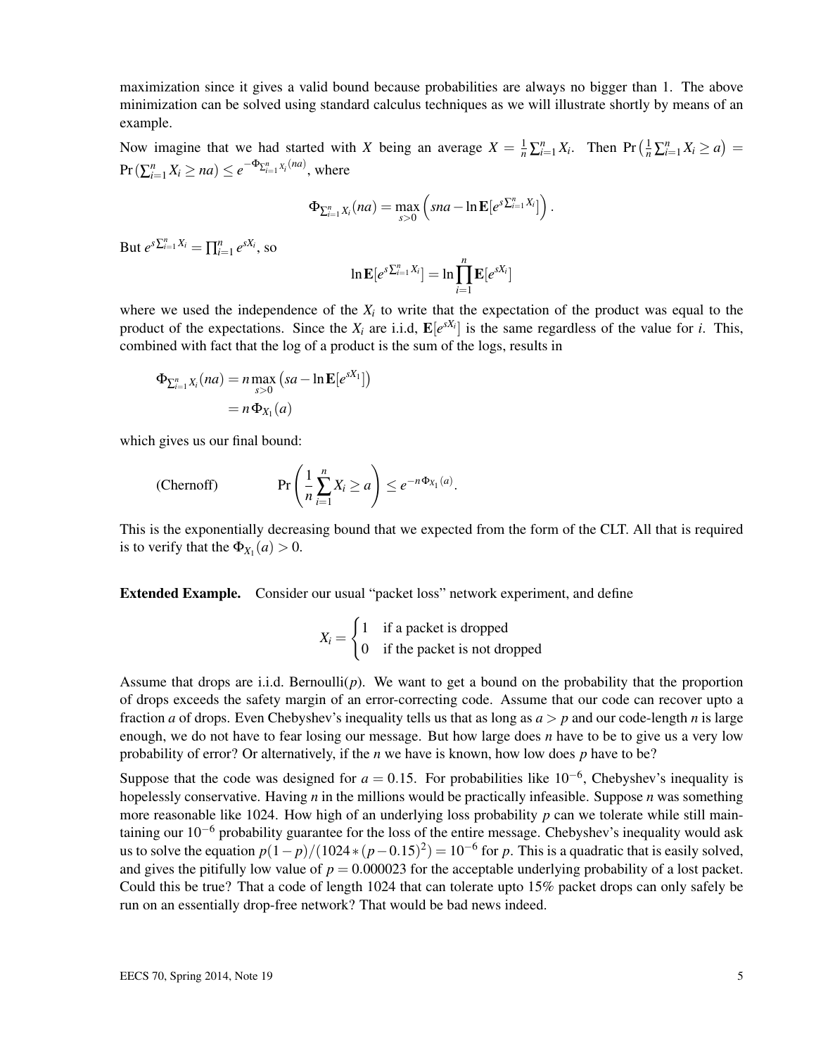maximization since it gives a valid bound because probabilities are always no bigger than 1. The above minimization can be solved using standard calculus techniques as we will illustrate shortly by means of an example.

Now imagine that we had started with $X$ being an average $X = \frac{1}{n}\sum_{i=1}^{n} X_i$. Then $\Pr\left(\frac{1}{n}\sum_{i=1}^{n} X_i \geq a\right) = \Pr\left(\sum_{i=1}^{n} X_i \geq na\right) \leq e^{-\Phi_{\sum_{i=1}^{n} X_i}(na)}$, where

$$\Phi_{\sum_{i=1}^{n} X_i}(na) = \max_{s>0}\left(sna - \ln \mathbf{E}[e^{s\sum_{i=1}^{n} X_i}]\right).$$

But $e^{s\sum_{i=1}^{n} X_i} = \prod_{i=1}^{n} e^{sX_i}$, so

$$\ln \mathbf{E}[e^{s\sum_{i=1}^{n} X_i}] = \ln \prod_{i=1}^{n} \mathbf{E}[e^{sX_i}]$$

where we used the independence of the $X_i$ to write that the expectation of the product was equal to the product of the expectations. Since the $X_i$ are i.i.d, $\mathbf{E}[e^{sX_i}]$ is the same regardless of the value for $i$. This, combined with fact that the log of a product is the sum of the logs, results in

$$\begin{aligned}
\Phi_{\sum_{i=1}^{n} X_i}(na) &= n \max_{s>0}\left(sa - \ln \mathbf{E}[e^{sX_1}]\right) \\
&= n\,\Phi_{X_1}(a)
\end{aligned}$$

which gives us our final bound:

$$\text{(Chernoff)} \qquad \Pr\left(\frac{1}{n}\sum_{i=1}^{n} X_i \geq a\right) \leq e^{-n\Phi_{X_1}(a)}.$$

This is the exponentially decreasing bound that we expected from the form of the CLT. All that is required is to verify that the $\Phi_{X_1}(a) > 0$.

**Extended Example.** Consider our usual "packet loss" network experiment, and define

$$X_i = \begin{cases} 1 & \text{if a packet is dropped} \\ 0 & \text{if the packet is not dropped} \end{cases}$$

Assume that drops are i.i.d. Bernoulli($p$). We want to get a bound on the probability that the proportion of drops exceeds the safety margin of an error-correcting code. Assume that our code can recover upto a fraction $a$ of drops. Even Chebyshev's inequality tells us that as long as $a > p$ and our code-length $n$ is large enough, we do not have to fear losing our message. But how large does $n$ have to be to give us a very low probability of error? Or alternatively, if the $n$ we have is known, how low does $p$ have to be?

Suppose that the code was designed for $a = 0.15$. For probabilities like $10^{-6}$, Chebyshev's inequality is hopelessly conservative. Having $n$ in the millions would be practically infeasible. Suppose $n$ was something more reasonable like 1024. How high of an underlying loss probability $p$ can we tolerate while still maintaining our $10^{-6}$ probability guarantee for the loss of the entire message. Chebyshev's inequality would ask us to solve the equation $p(1-p)/(1024*(p-0.15)^2) = 10^{-6}$ for $p$. This is a quadratic that is easily solved, and gives the pitifully low value of $p = 0.000023$ for the acceptable underlying probability of a lost packet. Could this be true? That a code of length 1024 that can tolerate upto 15% packet drops can only safely be run on an essentially drop-free network? That would be bad news indeed.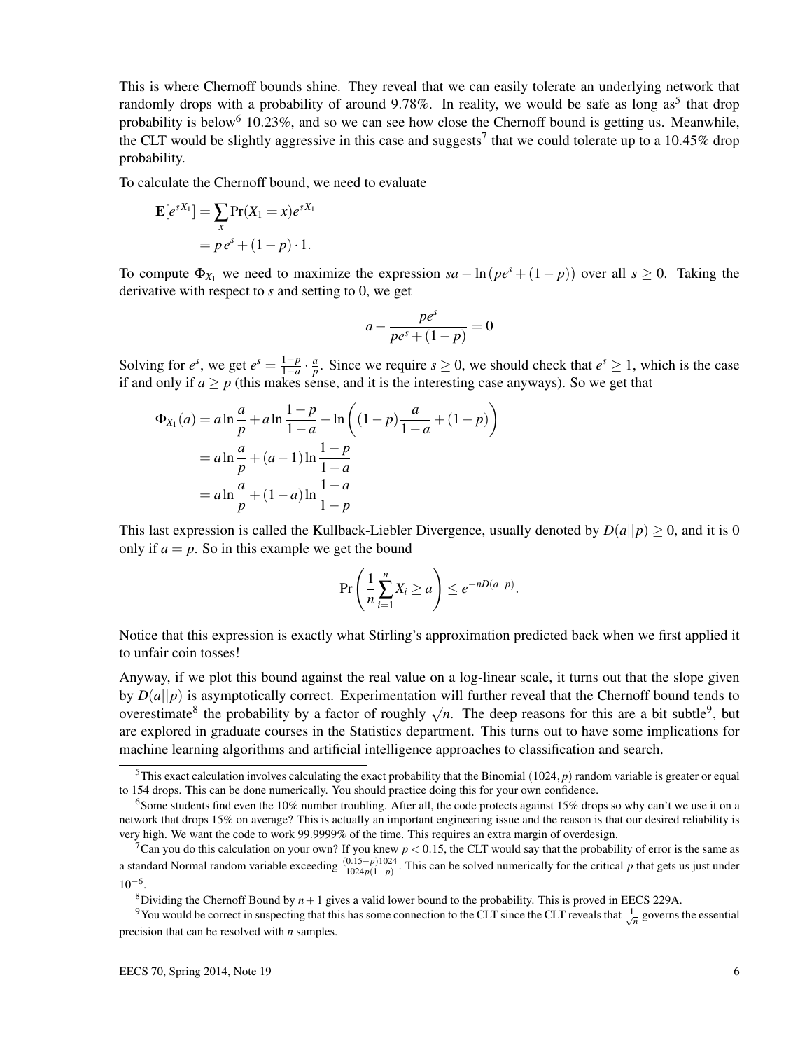This is where Chernoff bounds shine. They reveal that we can easily tolerate an underlying network that randomly drops with a probability of around 9.78%. In reality, we would be safe as long as[5] that drop probability is below[6] 10.23%, and so we can see how close the Chernoff bound is getting us. Meanwhile, the CLT would be slightly aggressive in this case and suggests[7] that we could tolerate up to a 10.45% drop probability.

To calculate the Chernoff bound, we need to evaluate

$$
\begin{aligned}
\mathbf{E}[e^{sX_1}] &= \sum_x \Pr(X_1 = x) e^{sX_1} \\
&= p\, e^s + (1-p) \cdot 1.
\end{aligned}
$$

To compute $\Phi_{X_1}$ we need to maximize the expression $sa - \ln(pe^s + (1-p))$ over all $s \geq 0$. Taking the derivative with respect to $s$ and setting to 0, we get

$$
a - \frac{pe^s}{pe^s + (1-p)} = 0
$$

Solving for $e^s$, we get $e^s = \frac{1-p}{1-a} \cdot \frac{a}{p}$. Since we require $s \geq 0$, we should check that $e^s \geq 1$, which is the case if and only if $a \geq p$ (this makes sense, and it is the interesting case anyways). So we get that

$$
\begin{aligned}
\Phi_{X_1}(a) &= a \ln \frac{a}{p} + a \ln \frac{1-p}{1-a} - \ln\left((1-p)\frac{a}{1-a} + (1-p)\right) \\
&= a \ln \frac{a}{p} + (a-1) \ln \frac{1-p}{1-a} \\
&= a \ln \frac{a}{p} + (1-a) \ln \frac{1-a}{1-p}
\end{aligned}
$$

This last expression is called the Kullback-Liebler Divergence, usually denoted by $D(a||p) \geq 0$, and it is 0 only if $a = p$. So in this example we get the bound

$$
\Pr\left(\frac{1}{n}\sum_{i=1}^{n} X_i \geq a\right) \leq e^{-nD(a||p)}.
$$

Notice that this expression is exactly what Stirling's approximation predicted back when we first applied it to unfair coin tosses!

Anyway, if we plot this bound against the real value on a log-linear scale, it turns out that the slope given by $D(a||p)$ is asymptotically correct. Experimentation will further reveal that the Chernoff bound tends to overestimate[8] the probability by a factor of roughly $\sqrt{n}$. The deep reasons for this are a bit subtle[9], but are explored in graduate courses in the Statistics department. This turns out to have some implications for machine learning algorithms and artificial intelligence approaches to classification and search.

---

[5] This exact calculation involves calculating the exact probability that the Binomial $(1024, p)$ random variable is greater or equal to 154 drops. This can be done numerically. You should practice doing this for your own confidence.

[6] Some students find even the 10% number troubling. After all, the code protects against 15% drops so why can't we use it on a network that drops 15% on average? This is actually an important engineering issue and the reason is that our desired reliability is very high. We want the code to work 99.9999% of the time. This requires an extra margin of overdesign.

[7] Can you do this calculation on your own? If you knew $p < 0.15$, the CLT would say that the probability of error is the same as a standard Normal random variable exceeding $\frac{(0.15-p)1024}{1024p(1-p)}$. This can be solved numerically for the critical $p$ that gets us just under $10^{-6}$.

[8] Dividing the Chernoff Bound by $n+1$ gives a valid lower bound to the probability. This is proved in EECS 229A.

[9] You would be correct in suspecting that this has some connection to the CLT since the CLT reveals that $\frac{1}{\sqrt{n}}$ governs the essential precision that can be resolved with $n$ samples.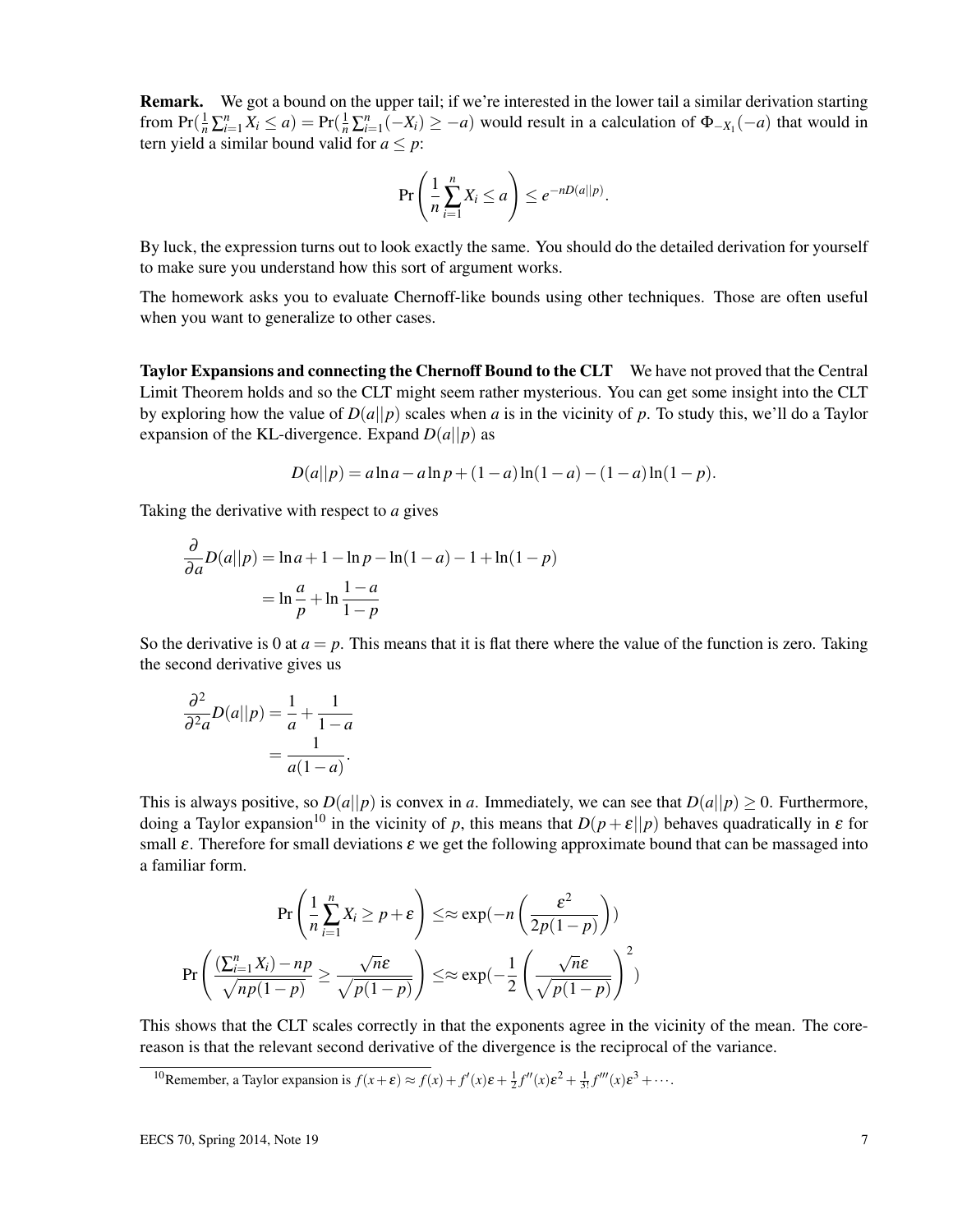**Remark.** We got a bound on the upper tail; if we're interested in the lower tail a similar derivation starting from $\Pr(\frac{1}{n}\sum_{i=1}^{n} X_i \leq a) = \Pr(\frac{1}{n}\sum_{i=1}^{n}(-X_i) \geq -a)$ would result in a calculation of $\Phi_{-X_1}(-a)$ that would in tern yield a similar bound valid for $a \leq p$:

$$\Pr\left(\frac{1}{n}\sum_{i=1}^{n} X_i \leq a\right) \leq e^{-nD(a||p)}.$$

By luck, the expression turns out to look exactly the same. You should do the detailed derivation for yourself to make sure you understand how this sort of argument works.

The homework asks you to evaluate Chernoff-like bounds using other techniques. Those are often useful when you want to generalize to other cases.

**Taylor Expansions and connecting the Chernoff Bound to the CLT** We have not proved that the Central Limit Theorem holds and so the CLT might seem rather mysterious. You can get some insight into the CLT by exploring how the value of $D(a||p)$ scales when $a$ is in the vicinity of $p$. To study this, we'll do a Taylor expansion of the KL-divergence. Expand $D(a||p)$ as

$$D(a||p) = a\ln a - a\ln p + (1-a)\ln(1-a) - (1-a)\ln(1-p).$$

Taking the derivative with respect to $a$ gives

$$\begin{aligned}
\frac{\partial}{\partial a} D(a||p) &= \ln a + 1 - \ln p - \ln(1-a) - 1 + \ln(1-p) \\
&= \ln\frac{a}{p} + \ln\frac{1-a}{1-p}
\end{aligned}$$

So the derivative is 0 at $a = p$. This means that it is flat there where the value of the function is zero. Taking the second derivative gives us

$$\begin{aligned}
\frac{\partial^2}{\partial^2 a} D(a||p) &= \frac{1}{a} + \frac{1}{1-a} \\
&= \frac{1}{a(1-a)}.
\end{aligned}$$

This is always positive, so $D(a||p)$ is convex in $a$. Immediately, we can see that $D(a||p) \geq 0$. Furthermore, doing a Taylor expansion[10] in the vicinity of $p$, this means that $D(p+\varepsilon||p)$ behaves quadratically in $\varepsilon$ for small $\varepsilon$. Therefore for small deviations $\varepsilon$ we get the following approximate bound that can be massaged into a familiar form.

$$\Pr\left(\frac{1}{n}\sum_{i=1}^{n} X_i \geq p+\varepsilon\right) \leq\approx \exp(-n\left(\frac{\varepsilon^2}{2p(1-p)}\right))$$

$$\Pr\left(\frac{(\sum_{i=1}^{n} X_i) - np}{\sqrt{np(1-p)}} \geq \frac{\sqrt{n}\varepsilon}{\sqrt{p(1-p)}}\right) \leq\approx \exp(-\frac{1}{2}\left(\frac{\sqrt{n}\varepsilon}{\sqrt{p(1-p)}}\right)^2)$$

This shows that the CLT scales correctly in that the exponents agree in the vicinity of the mean. The core-reason is that the relevant second derivative of the divergence is the reciprocal of the variance.

[10] Remember, a Taylor expansion is $f(x+\varepsilon) \approx f(x) + f'(x)\varepsilon + \frac{1}{2}f''(x)\varepsilon^2 + \frac{1}{3!}f'''(x)\varepsilon^3 + \cdots$.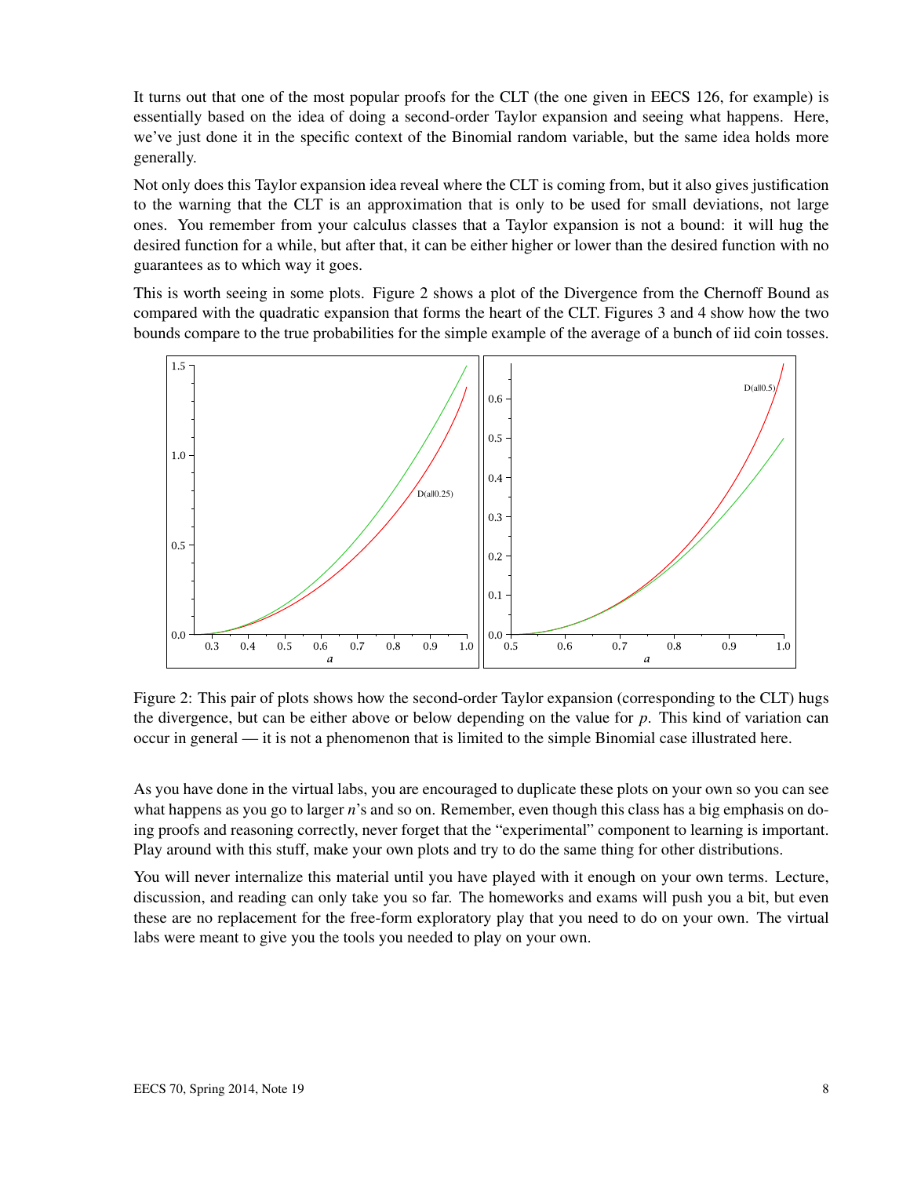It turns out that one of the most popular proofs for the CLT (the one given in EECS 126, for example) is essentially based on the idea of doing a second-order Taylor expansion and seeing what happens. Here, we've just done it in the specific context of the Binomial random variable, but the same idea holds more generally.

Not only does this Taylor expansion idea reveal where the CLT is coming from, but it also gives justification to the warning that the CLT is an approximation that is only to be used for small deviations, not large ones. You remember from your calculus classes that a Taylor expansion is not a bound: it will hug the desired function for a while, but after that, it can be either higher or lower than the desired function with no guarantees as to which way it goes.

This is worth seeing in some plots. Figure 2 shows a plot of the Divergence from the Chernoff Bound as compared with the quadratic expansion that forms the heart of the CLT. Figures 3 and 4 show how the two bounds compare to the true probabilities for the simple example of the average of a bunch of iid coin tosses.

Figure 2: This pair of plots shows how the second-order Taylor expansion (corresponding to the CLT) hugs the divergence, but can be either above or below depending on the value for $p$. This kind of variation can occur in general — it is not a phenomenon that is limited to the simple Binomial case illustrated here.

As you have done in the virtual labs, you are encouraged to duplicate these plots on your own so you can see what happens as you go to larger $n$'s and so on. Remember, even though this class has a big emphasis on doing proofs and reasoning correctly, never forget that the "experimental" component to learning is important. Play around with this stuff, make your own plots and try to do the same thing for other distributions.

You will never internalize this material until you have played with it enough on your own terms. Lecture, discussion, and reading can only take you so far. The homeworks and exams will push you a bit, but even these are no replacement for the free-form exploratory play that you need to do on your own. The virtual labs were meant to give you the tools you needed to play on your own.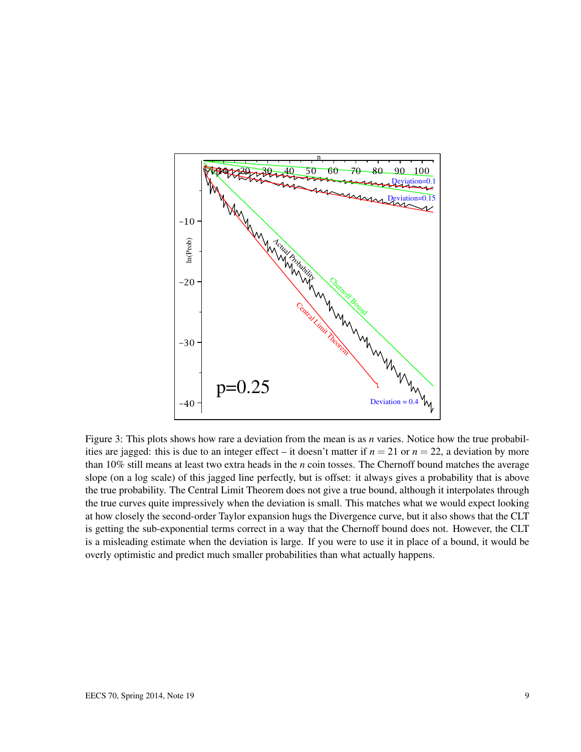Figure 3: This plots shows how rare a deviation from the mean is as $n$ varies. Notice how the true probabilities are jagged: this is due to an integer effect – it doesn't matter if $n = 21$ or $n = 22$, a deviation by more than 10% still means at least two extra heads in the $n$ coin tosses. The Chernoff bound matches the average slope (on a log scale) of this jagged line perfectly, but is offset: it always gives a probability that is above the true probability. The Central Limit Theorem does not give a true bound, although it interpolates through the true curves quite impressively when the deviation is small. This matches what we would expect looking at how closely the second-order Taylor expansion hugs the Divergence curve, but it also shows that the CLT is getting the sub-exponential terms correct in a way that the Chernoff bound does not. However, the CLT is a misleading estimate when the deviation is large. If you were to use it in place of a bound, it would be overly optimistic and predict much smaller probabilities than what actually happens.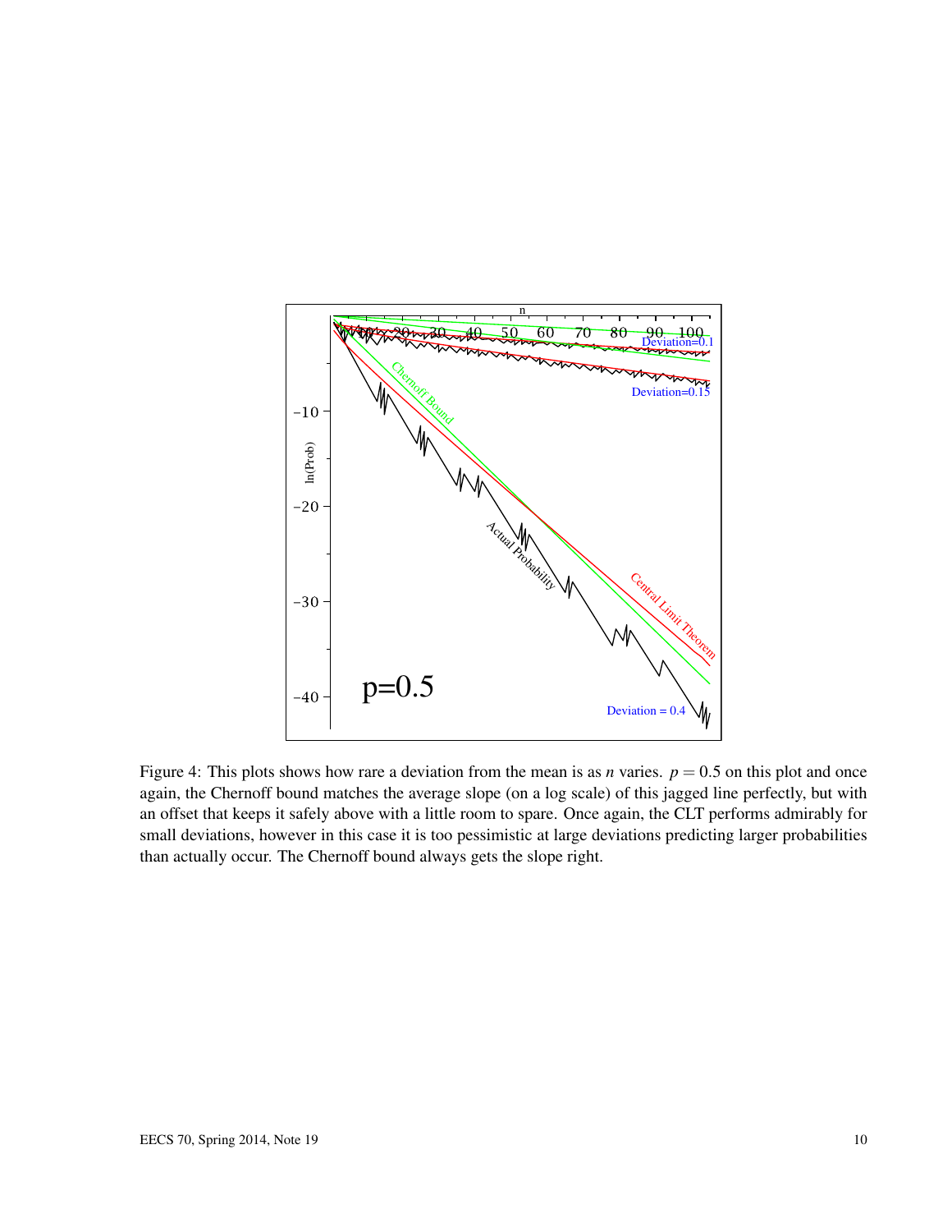n

10 20 30 40 50 60 70 80 90 100

Deviation=0.1

Deviation=0.15

−10

−20

−30

−40

ln(Prob)

Chernoff Bound

Actual Probability

Central Limit Theorem

p=0.5

Deviation = 0.4

Figure 4: This plots shows how rare a deviation from the mean is as $n$ varies. $p = 0.5$ on this plot and once again, the Chernoff bound matches the average slope (on a log scale) of this jagged line perfectly, but with an offset that keeps it safely above with a little room to spare. Once again, the CLT performs admirably for small deviations, however in this case it is too pessimistic at large deviations predicting larger probabilities than actually occur. The Chernoff bound always gets the slope right.